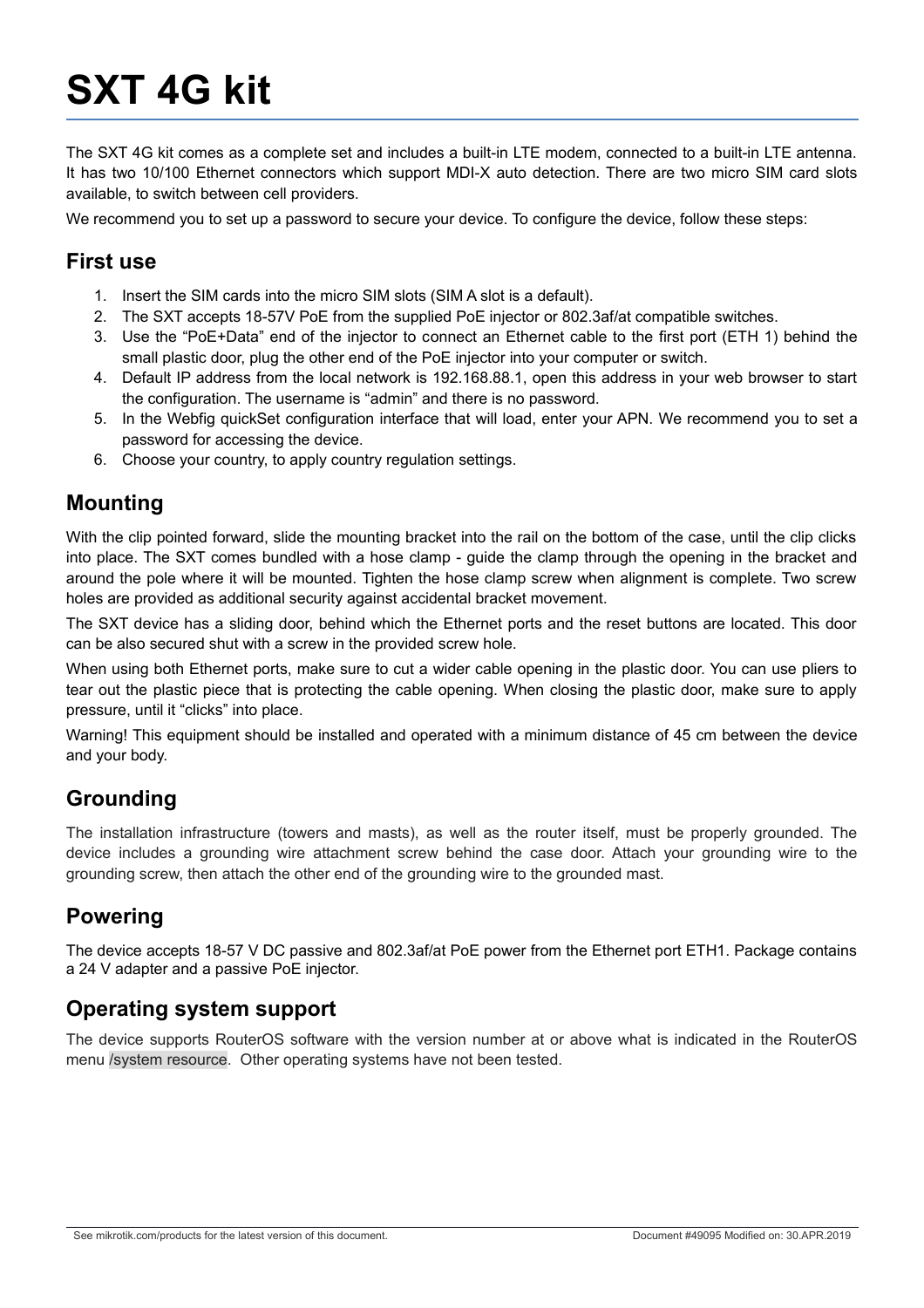# SXT 4G kit

The SXT 4G kit comes as a complete set and includes a built-in LTE modem, connected to a built-in LTE antenna. It has two 10/100 Ethernet connectors which support MDI-X auto detection. There are two micro SIM card slots available, to switch between cell providers.

We recommend you to set up a password to secure your device. To configure the device, follow these steps:

## First use

1. Insert the SIM cards into the micro SIM slots (SIM A slot is a default).
2. The SXT accepts 18-57V PoE from the supplied PoE injector or 802.3af/at compatible switches.
3. Use the "PoE+Data" end of the injector to connect an Ethernet cable to the first port (ETH 1) behind the small plastic door, plug the other end of the PoE injector into your computer or switch.
4. Default IP address from the local network is 192.168.88.1, open this address in your web browser to start the configuration. The username is "admin" and there is no password.
5. In the Webfig quickSet configuration interface that will load, enter your APN. We recommend you to set a password for accessing the device.
6. Choose your country, to apply country regulation settings.

## Mounting

With the clip pointed forward, slide the mounting bracket into the rail on the bottom of the case, until the clip clicks into place. The SXT comes bundled with a hose clamp - guide the clamp through the opening in the bracket and around the pole where it will be mounted. Tighten the hose clamp screw when alignment is complete. Two screw holes are provided as additional security against accidental bracket movement.

The SXT device has a sliding door, behind which the Ethernet ports and the reset buttons are located. This door can be also secured shut with a screw in the provided screw hole.

When using both Ethernet ports, make sure to cut a wider cable opening in the plastic door. You can use pliers to tear out the plastic piece that is protecting the cable opening. When closing the plastic door, make sure to apply pressure, until it "clicks" into place.

Warning! This equipment should be installed and operated with a minimum distance of 45 cm between the device and your body.

## Grounding

The installation infrastructure (towers and masts), as well as the router itself, must be properly grounded. The device includes a grounding wire attachment screw behind the case door. Attach your grounding wire to the grounding screw, then attach the other end of the grounding wire to the grounded mast.

## Powering

The device accepts 18-57 V DC passive and 802.3af/at PoE power from the Ethernet port ETH1. Package contains a 24 V adapter and a passive PoE injector.

## Operating system support

The device supports RouterOS software with the version number at or above what is indicated in the RouterOS menu /system resource. Other operating systems have not been tested.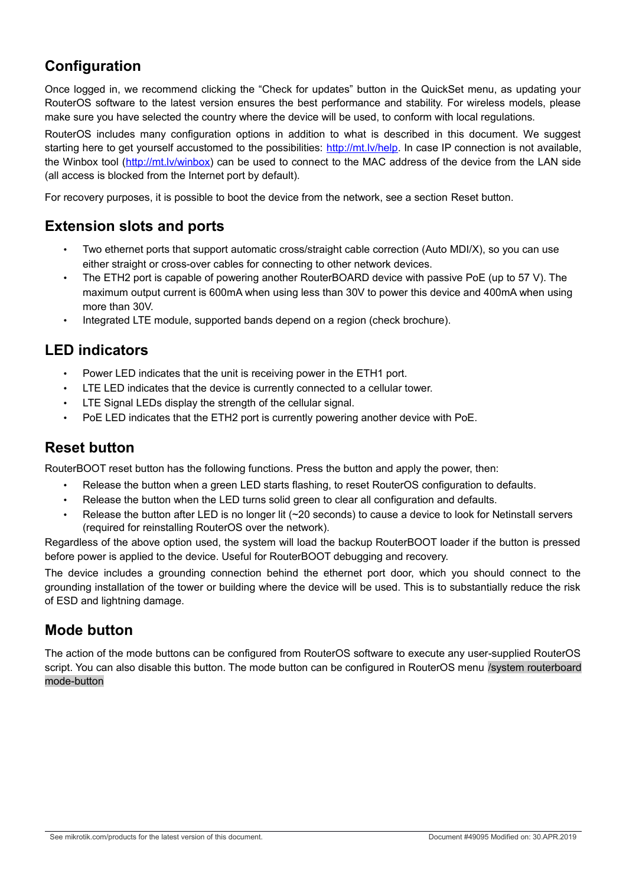## Configuration

Once logged in, we recommend clicking the "Check for updates" button in the QuickSet menu, as updating your RouterOS software to the latest version ensures the best performance and stability. For wireless models, please make sure you have selected the country where the device will be used, to conform with local regulations.

RouterOS includes many configuration options in addition to what is described in this document. We suggest starting here to get yourself accustomed to the possibilities: http://mt.lv/help. In case IP connection is not available, the Winbox tool (http://mt.lv/winbox) can be used to connect to the MAC address of the device from the LAN side (all access is blocked from the Internet port by default).

For recovery purposes, it is possible to boot the device from the network, see a section Reset button.

## Extension slots and ports

- Two ethernet ports that support automatic cross/straight cable correction (Auto MDI/X), so you can use either straight or cross-over cables for connecting to other network devices.
- The ETH2 port is capable of powering another RouterBOARD device with passive PoE (up to 57 V). The maximum output current is 600mA when using less than 30V to power this device and 400mA when using more than 30V.
- Integrated LTE module, supported bands depend on a region (check brochure).

## LED indicators

- Power LED indicates that the unit is receiving power in the ETH1 port.
- LTE LED indicates that the device is currently connected to a cellular tower.
- LTE Signal LEDs display the strength of the cellular signal.
- PoE LED indicates that the ETH2 port is currently powering another device with PoE.

## Reset button

RouterBOOT reset button has the following functions. Press the button and apply the power, then:

- Release the button when a green LED starts flashing, to reset RouterOS configuration to defaults.
- Release the button when the LED turns solid green to clear all configuration and defaults.
- Release the button after LED is no longer lit (~20 seconds) to cause a device to look for Netinstall servers (required for reinstalling RouterOS over the network).

Regardless of the above option used, the system will load the backup RouterBOOT loader if the button is pressed before power is applied to the device. Useful for RouterBOOT debugging and recovery.

The device includes a grounding connection behind the ethernet port door, which you should connect to the grounding installation of the tower or building where the device will be used. This is to substantially reduce the risk of ESD and lightning damage.

## Mode button

The action of the mode buttons can be configured from RouterOS software to execute any user-supplied RouterOS script. You can also disable this button. The mode button can be configured in RouterOS menu `/system routerboard mode-button`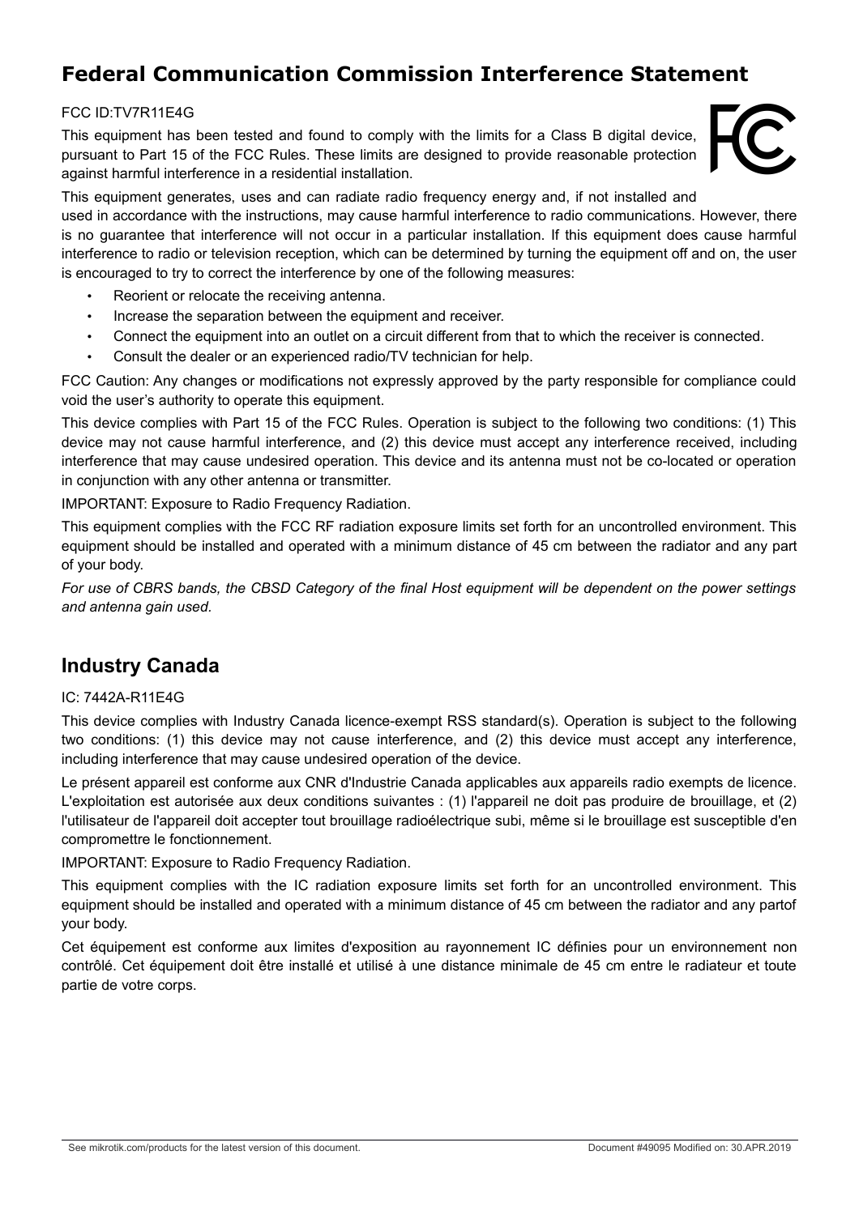## Federal Communication Commission Interference Statement

FCC ID:TV7R11E4G

This equipment has been tested and found to comply with the limits for a Class B digital device, pursuant to Part 15 of the FCC Rules. These limits are designed to provide reasonable protection against harmful interference in a residential installation.

This equipment generates, uses and can radiate radio frequency energy and, if not installed and used in accordance with the instructions, may cause harmful interference to radio communications. However, there is no guarantee that interference will not occur in a particular installation. If this equipment does cause harmful interference to radio or television reception, which can be determined by turning the equipment off and on, the user is encouraged to try to correct the interference by one of the following measures:

- Reorient or relocate the receiving antenna.
- Increase the separation between the equipment and receiver.
- Connect the equipment into an outlet on a circuit different from that to which the receiver is connected.
- Consult the dealer or an experienced radio/TV technician for help.

FCC Caution: Any changes or modifications not expressly approved by the party responsible for compliance could void the user's authority to operate this equipment.

This device complies with Part 15 of the FCC Rules. Operation is subject to the following two conditions: (1) This device may not cause harmful interference, and (2) this device must accept any interference received, including interference that may cause undesired operation. This device and its antenna must not be co-located or operation in conjunction with any other antenna or transmitter.

IMPORTANT: Exposure to Radio Frequency Radiation.

This equipment complies with the FCC RF radiation exposure limits set forth for an uncontrolled environment. This equipment should be installed and operated with a minimum distance of 45 cm between the radiator and any part of your body.

*For use of CBRS bands, the CBSD Category of the final Host equipment will be dependent on the power settings and antenna gain used.*

## Industry Canada

IC: 7442A-R11E4G

This device complies with Industry Canada licence-exempt RSS standard(s). Operation is subject to the following two conditions: (1) this device may not cause interference, and (2) this device must accept any interference, including interference that may cause undesired operation of the device.

Le présent appareil est conforme aux CNR d'Industrie Canada applicables aux appareils radio exempts de licence. L'exploitation est autorisée aux deux conditions suivantes : (1) l'appareil ne doit pas produire de brouillage, et (2) l'utilisateur de l'appareil doit accepter tout brouillage radioélectrique subi, même si le brouillage est susceptible d'en compromettre le fonctionnement.

IMPORTANT: Exposure to Radio Frequency Radiation.

This equipment complies with the IC radiation exposure limits set forth for an uncontrolled environment. This equipment should be installed and operated with a minimum distance of 45 cm between the radiator and any partof your body.

Cet équipement est conforme aux limites d'exposition au rayonnement IC définies pour un environnement non contrôlé. Cet équipement doit être installé et utilisé à une distance minimale de 45 cm entre le radiateur et toute partie de votre corps.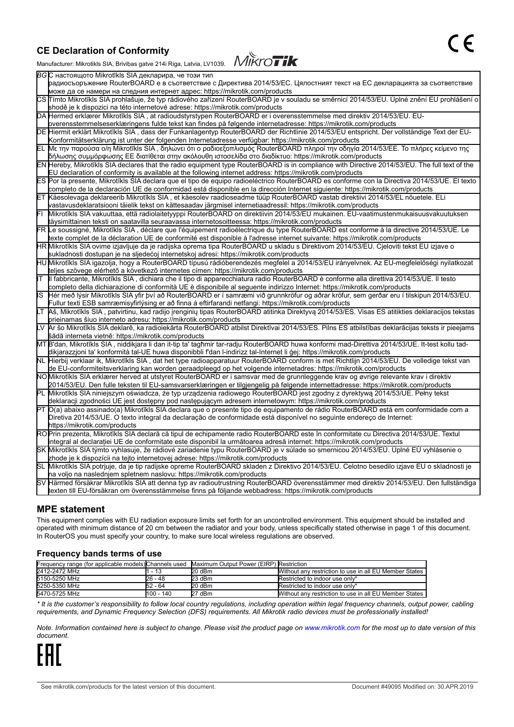## CE Declaration of Conformity

Manufacturer: Mikrotikls SIA, Brivibas gatve 214i Riga, Latvia, LV1039.

| | |
|---|---|
| BG | С настоящото Mikrotīkls SIA декларира, че този тип радиосъоръжение RouterBOARD е в съответствие с Директива 2014/53/ЕС. Цялостният текст на ЕС декларацията за съответствие може да се намери на следния интернет адрес: https://mikrotik.com/products |
| CS | Tímto Mikrotīkls SIA prohlašuje, že typ rádiového zařízení RouterBOARD je v souladu se směrnicí 2014/53/EU. Úplné znění EU prohlášení o shodě je k dispozici na této internetové adrese: https://mikrotik.com/products |
| DA | Hermed erklærer Mikrotīkls SIA , at radioudstyrstypen RouterBOARD er i overensstemmelse med direktiv 2014/53/EU. EU-overensstemmelseserklæringens fulde tekst kan findes på følgende internetadresse: https://mikrotik.com/products |
| DE | Hiermit erklärt Mikrotīkls SIA , dass der Funkanlagentyp RouterBOARD der Richtlinie 2014/53/EU entspricht. Der vollständige Text der EU-Konformitätserklärung ist unter der folgenden Internetadresse verfügbar: https://mikrotik.com/products |
| EL | Με την παρούσα ο/η Mikrotīkls SIA , δηλώνει ότι ο ραδιοεξοπλισμός RouterBOARD πληροί την οδηγία 2014/53/ΕΕ. Το πλήρες κείμενο της δήλωσης συμμόρφωσης ΕΕ διατίθεται στην ακόλουθη ιστοσελίδα στο διαδίκτυο: https://mikrotik.com/products |
| EN | Hereby, Mikrotīkls SIA declares that the radio equipment type RouterBOARD is in compliance with Directive 2014/53/EU. The full text of the EU declaration of conformity is available at the following internet address: https://mikrotik.com/products |
| ES | Por la presente, Mikrotīkls SIA declara que el tipo de equipo radioeléctrico RouterBOARD es conforme con la Directiva 2014/53/UE. El texto completo de la declaración UE de conformidad está disponible en la dirección Internet siguiente: https://mikrotik.com/products |
| ET | Käesolevaga deklareerib Mikrotīkls SIA , et käesolev raadioseadme tüüp RouterBOARD vastab direktiivi 2014/53/EL nõuetele. ELi vastavusdeklaratsiooni täielik tekst on kättesaadav järgmisel internetiaadressil: https://mikrotik.com/products |
| FI | Mikrotīkls SIA vakuuttaa, että radiolaitetyyppi RouterBOARD on direktiivin 2014/53/EU mukainen. EU-vaatimustenmukaisuusvakuutuksen täysimittainen teksti on saatavilla seuraavassa internetosoitteessa: https://mikrotik.com/products |
| FR | Le soussigné, Mikrotīkls SIA , déclare que l'équipement radioélectrique du type RouterBOARD est conforme à la directive 2014/53/UE. Le texte complet de la déclaration UE de conformité est disponible à l'adresse internet suivante: https://mikrotik.com/products |
| HR | Mikrotīkls SIA ovime izjavljuje da je radijska oprema tipa RouterBOARD u skladu s Direktivom 2014/53/EU. Cjeloviti tekst EU izjave o sukladnosti dostupan je na sljedećoj internetskoj adresi: https://mikrotik.com/products |
| HU | Mikrotīkls SIA igazolja, hogy a RouterBOARD típusú rádióberendezés megfelel a 2014/53/EU irányelvnek. Az EU-megfelelőségi nyilatkozat teljes szövege elérhető a következő internetes címen: https://mikrotik.com/products |
| IT | Il fabbricante, Mikrotīkls SIA , dichiara che il tipo di apparecchiatura radio RouterBOARD è conforme alla direttiva 2014/53/UE. Il testo completo della dichiarazione di conformità UE è disponibile al seguente indirizzo Internet: https://mikrotik.com/products |
| IS | Hér með lýsir Mikrotīkls SIA yfir því að RouterBOARD er í samræmi við grunnkröfur og aðrar kröfur, sem gerðar eru í tilskipun 2014/53/EU. Fullur texti ESB samræmisyfirlýsing er að finna á eftirfarandi netfangi: https://mikrotik.com/products |
| LT | Aš, Mikrotīkls SIA , patvirtinu, kad radijo įrenginių tipas RouterBOARD atitinka Direktyvą 2014/53/ES. Visas ES atitikties deklaracijos tekstas prieinamas šiuo interneto adresu: https://mikrotik.com/products |
| LV | Ar šo Mikrotīkls SIA deklarē, ka radioiekārta RouterBOARD atbilst Direktīvai 2014/53/ES. Pilns ES atbilstības deklarācijas teksts ir pieejams šādā interneta vietnē: https://mikrotik.com/products |
| MT | B'dan, Mikrotīkls SIA , niddikjara li dan it-tip ta' tagħmir tar-radju RouterBOARD huwa konformi mad-Direttiva 2014/53/UE. It-test kollu tad-dikjarazzjoni ta' konformità tal-UE huwa disponibbli f'dan l-indirizz tal-Internet li ġej: https://mikrotik.com/products |
| NL | Hierbij verklaar ik, Mikrotīkls SIA , dat het type radioapparatuur RouterBOARD conform is met Richtlijn 2014/53/EU. De volledige tekst van de EU-conformiteitsverklaring kan worden geraadpleegd op het volgende internetadres: https://mikrotik.com/products |
| NO | Mikrotīkls SIA erklærer herved at utstyret RouterBOARD er i samsvar med de grunnleggende krav og øvrige relevante krav i direktiv 2014/53/EU. Den fulle teksten til EU-samsvarserklæringen er tilgjengelig på følgende internettadresse: https://mikrotik.com/products |
| PL | Mikrotīkls SIA niniejszym oświadcza, że typ urządzenia radiowego RouterBOARD jest zgodny z dyrektywą 2014/53/UE. Pełny tekst deklaracji zgodności UE jest dostępny pod następującym adresem internetowym: https://mikrotik.com/products |
| PT | O(a) abaixo assinado(a) Mikrotīkls SIA declara que o presente tipo de equipamento de rádio RouterBOARD está em conformidade com a Diretiva 2014/53/UE. O texto integral da declaração de conformidade está disponível no seguinte endereço de Internet: https://mikrotik.com/products |
| RO | Prin prezenta, Mikrotīkls SIA declară că tipul de echipamente radio RouterBOARD este în conformitate cu Directiva 2014/53/UE. Textul integral al declarației UE de conformitate este disponibil la următoarea adresă internet: https://mikrotik.com/products |
| SK | Mikrotīkls SIA týmto vyhlasuje, že rádiové zariadenie typu RouterBOARD je v súlade so smernicou 2014/53/EÚ. Úplné EÚ vyhlásenie o zhode je k dispozícii na tejto internetovej adrese: https://mikrotik.com/products |
| SL | Mikrotīkls SIA potrjuje, da je tip radijske opreme RouterBOARD skladen z Direktivo 2014/53/EU. Celotno besedilo izjave EU o skladnosti je na voljo na naslednjem spletnem naslovu: https://mikrotik.com/products |
| SV | Härmed försäkrar Mikrotīkls SIA att denna typ av radioutrustning RouterBOARD överensstämmer med direktiv 2014/53/EU. Den fullständiga texten till EU-försäkran om överensstämmelse finns på följande webbadress: https://mikrotik.com/products |

## MPE statement

This equipment complies with EU radiation exposure limits set forth for an uncontrolled environment. This equipment should be installed and operated with minimum distance of 20 cm between the radiator and your body, unless specifically stated otherwise in page 1 of this document. In RouterOS you must specify your country, to make sure local wireless regulations are observed.

### Frequency bands terms of use

| Frequency range (for applicable models) | Channels used | Maximum Output Power (EIRP) | Restriction |
|---|---|---|---|
| 2412-2472 MHz | 1 - 13 | 20 dBm | Without any restriction to use in all EU Member States |
| 5150-5250 MHz | 26 - 48 | 23 dBm | Restricted to indoor use only* |
| 5250-5350 MHz | 52 - 64 | 20 dBm | Restricted to indoor use only* |
| 5470-5725 MHz | 100 - 140 | 27 dBm | Without any restriction to use in all EU Member States |

*\* It is the customer's responsibility to follow local country regulations, including operation within legal frequency channels, output power, cabling requirements, and Dynamic Frequency Selection (DFS) requirements. All Mikrotik radio devices must be professionally installed!*

*Note. Information contained here is subject to change. Please visit the product page on www.mikrotik.com for the most up to date version of this document.*

See mikrotik.com/products for the latest version of this document. Document #49095 Modified on: 30.APR.2019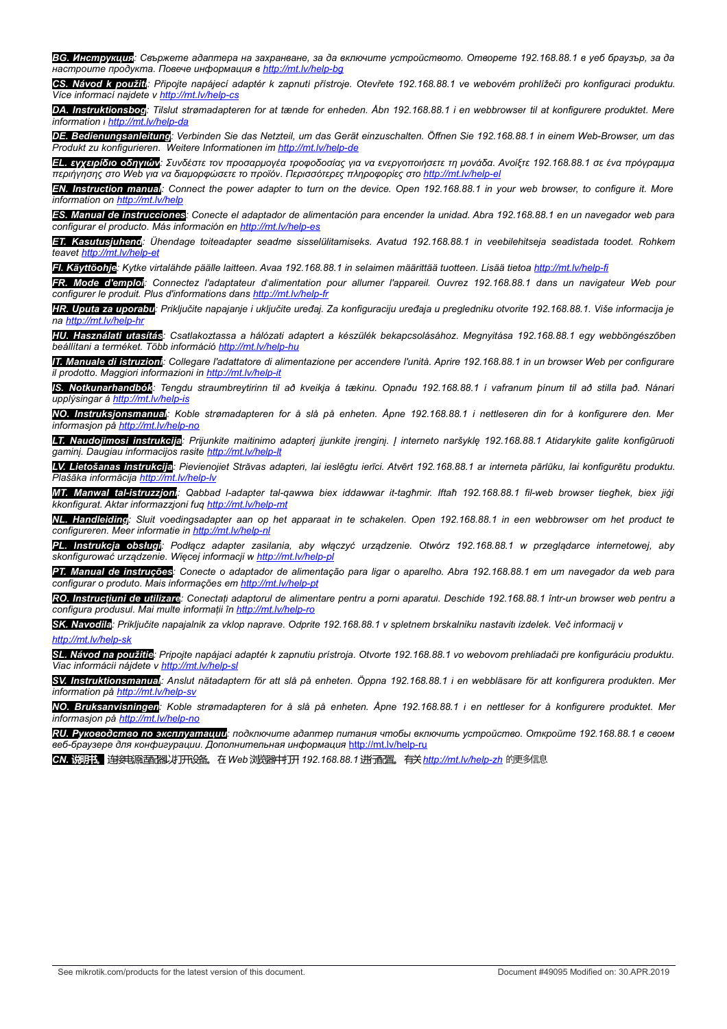***BG. Инструкция***: *Свържете адаптера на захранване, за да включите устройството. Отворете 192.168.88.1 в уеб браузър, за да настроите продукта. Повече информация в [http://mt.lv/help-bg](http://mt.lv/help-bg)*

***CS. Návod k použití***: *Připojte napájecí adaptér k zapnutí přístroje. Otevřete 192.168.88.1 ve webovém prohlížeči pro konfiguraci produktu. Více informací najdete v [http://mt.lv/help-cs](http://mt.lv/help-cs)*

***DA. Instruktionsbog***: *Tilslut strømadapteren for at tænde for enheden. Åbn 192.168.88.1 i en webbrowser til at konfigurere produktet. Mere information ı [http://mt.lv/help-da](http://mt.lv/help-da)*

***DE. Bedienungsanleitung***: *Verbinden Sie das Netzteil, um das Gerät einzuschalten. Öffnen Sie 192.168.88.1 in einem Web-Browser, um das Produkt zu konfigurieren. Weitere Informationen im [http://mt.lv/help-de](http://mt.lv/help-de)*

***EL. εγχειρίδιο οδηγιών***: *Συνδέστε τον προσαρμογέα τροφοδοσίας για να ενεργοποιήσετε τη μονάδα. Ανοίξτε 192.168.88.1 σε ένα πρόγραμμα περιήγησης στο Web για να διαμορφώσετε το προϊόν. Περισσότερες πληροφορίες στο [http://mt.lv/help-el](http://mt.lv/help-el)*

***EN. Instruction manual***: *Connect the power adapter to turn on the device. Open 192.168.88.1 in your web browser, to configure it. More information on [http://mt.lv/help](http://mt.lv/help)*

***ES. Manual de instrucciones***: *Conecte el adaptador de alimentación para encender la unidad. Abra 192.168.88.1 en un navegador web para configurar el producto. Más información en [http://mt.lv/help-es](http://mt.lv/help-es)*

***ET. Kasutusjuhend***: *Ühendage toiteadapter seadme sisselülitamiseks. Avatud 192.168.88.1 in veebilehitseja seadistada toodet. Rohkem teavet [http://mt.lv/help-et](http://mt.lv/help-et)*

***FI. Käyttöohje***: *Kytke virtalähde päälle laitteen. Avaa 192.168.88.1 in selaimen määrittää tuotteen. Lisää tietoa [http://mt.lv/help-fi](http://mt.lv/help-fi)*

***FR. Mode d'emploi***: *Connectez l'adaptateur d'alimentation pour allumer l'appareil. Ouvrez 192.168.88.1 dans un navigateur Web pour configurer le produit. Plus d'informations dans [http://mt.lv/help-fr](http://mt.lv/help-fr)*

***HR. Uputa za uporabu***: *Priključite napajanje i uključite uređaj. Za konfiguraciju uređaja u pregledniku otvorite 192.168.88.1. Više informacija je na [http://mt.lv/help-hr](http://mt.lv/help-hr)*

***HU. Használati utasítás***: *Csatlakoztassa a hálózati adaptert a készülék bekapcsolásához. Megnyitása 192.168.88.1 egy webböngészőben beállítani a terméket. Több információ [http://mt.lv/help-hu](http://mt.lv/help-hu)*

***IT. Manuale di istruzioni***: *Collegare l'adattatore di alimentazione per accendere l'unità. Aprire 192.168.88.1 in un browser Web per configurare il prodotto. Maggiori informazioni in [http://mt.lv/help-it](http://mt.lv/help-it)*

***IS. Notkunarhandbók***: *Tengdu straumbreytirinn til að kveikja á tækinu. Opnaðu 192.168.88.1 í vafranum þínum til að stilla það. Nánari upplýsingar á [http://mt.lv/help-is](http://mt.lv/help-is)*

***NO. Instruksjonsmanual***: *Koble strømadapteren for å slå på enheten. Åpne 192.168.88.1 i nettleseren din for å konfigurere den. Mer informasjon på [http://mt.lv/help-no](http://mt.lv/help-no)*

***LT. Naudojimosi instrukcija***: *Prijunkite maitinimo adapterį įjunkite įrenginį. Į interneto naršyklę 192.168.88.1 Atidarykite galite konfigūruoti gaminį. Daugiau informacijos rasite [http://mt.lv/help-lt](http://mt.lv/help-lt)*

***LV. Lietošanas instrukcija***: *Pievienojiet Strāvas adapteri, lai ieslēgtu ierīci. Atvērt 192.168.88.1 ar interneta pārlūku, lai konfigurētu produktu. Plašāka informācija [http://mt.lv/help-lv](http://mt.lv/help-lv)*

***MT. Manwal tal-istruzzjoni***: *Qabbad l-adapter tal-qawwa biex iddawwar it-tagħmir. Iftaħ 192.168.88.1 fil-web browser tiegħek, biex jiġi kkonfigurat. Aktar informazzjoni fuq [http://mt.lv/help-mt](http://mt.lv/help-mt)*

***NL. Handleiding***: *Sluit voedingsadapter aan op het apparaat in te schakelen. Open 192.168.88.1 in een webbrowser om het product te configureren. Meer informatie in [http://mt.lv/help-nl](http://mt.lv/help-nl)*

***PL. Instrukcja obsługi***: *Podłącz adapter zasilania, aby włączyć urządzenie. Otwórz 192.168.88.1 w przeglądarce internetowej, aby skonfigurować urządzenie. Więcej informacji w [http://mt.lv/help-pl](http://mt.lv/help-pl)*

***PT. Manual de instruções***: *Conecte o adaptador de alimentação para ligar o aparelho. Abra 192.168.88.1 em um navegador da web para configurar o produto. Mais informações em [http://mt.lv/help-pt](http://mt.lv/help-pt)*

***RO. Instrucțiuni de utilizare***: *Conectați adaptorul de alimentare pentru a porni aparatul. Deschide 192.168.88.1 într-un browser web pentru a configura produsul. Mai multe informații în [http://mt.lv/help-ro](http://mt.lv/help-ro)*

***SK. Navodila***: *Priključite napajalnik za vklop naprave. Odprite 192.168.88.1 v spletnem brskalniku nastaviti izdelek. Več informacij v [http://mt.lv/help-sk](http://mt.lv/help-sk)*

***SL. Návod na použitie***: *Pripojte napájací adaptér k zapnutiu prístroja. Otvorte 192.168.88.1 vo webovom prehliadači pre konfiguráciu produktu. Viac informácií nájdete v [http://mt.lv/help-sl](http://mt.lv/help-sl)*

***SV. Instruktionsmanual***: *Anslut nätadaptern för att slå på enheten. Öppna 192.168.88.1 i en webbläsare för att konfigurera produkten. Mer information på [http://mt.lv/help-sv](http://mt.lv/help-sv)*

***NO. Bruksanvisningen***: *Koble strømadapteren for å slå på enheten. Åpne 192.168.88.1 i en nettleser for å konfigurere produktet. Mer informasjon på [http://mt.lv/help-no](http://mt.lv/help-no)*

***RU. Руководство по эксплуатации***: *подключите адаптер питания чтобы включить устройство. Откройте 192.168.88.1 в своем веб-браузере для конфигурации. Дополнительная информация* [http://mt.lv/help-ru](http://mt.lv/help-ru)

***CN. 说明书。*** 连接电源适配器以打开设备。在 *Web* 浏览器中打开 *192.168.88.1* 进行配置。有关 *[http://mt.lv/help-zh](http://mt.lv/help-zh)* 的更多信息

See mikrotik.com/products for the latest version of this document. Document #49095 Modified on: 30.APR.2019